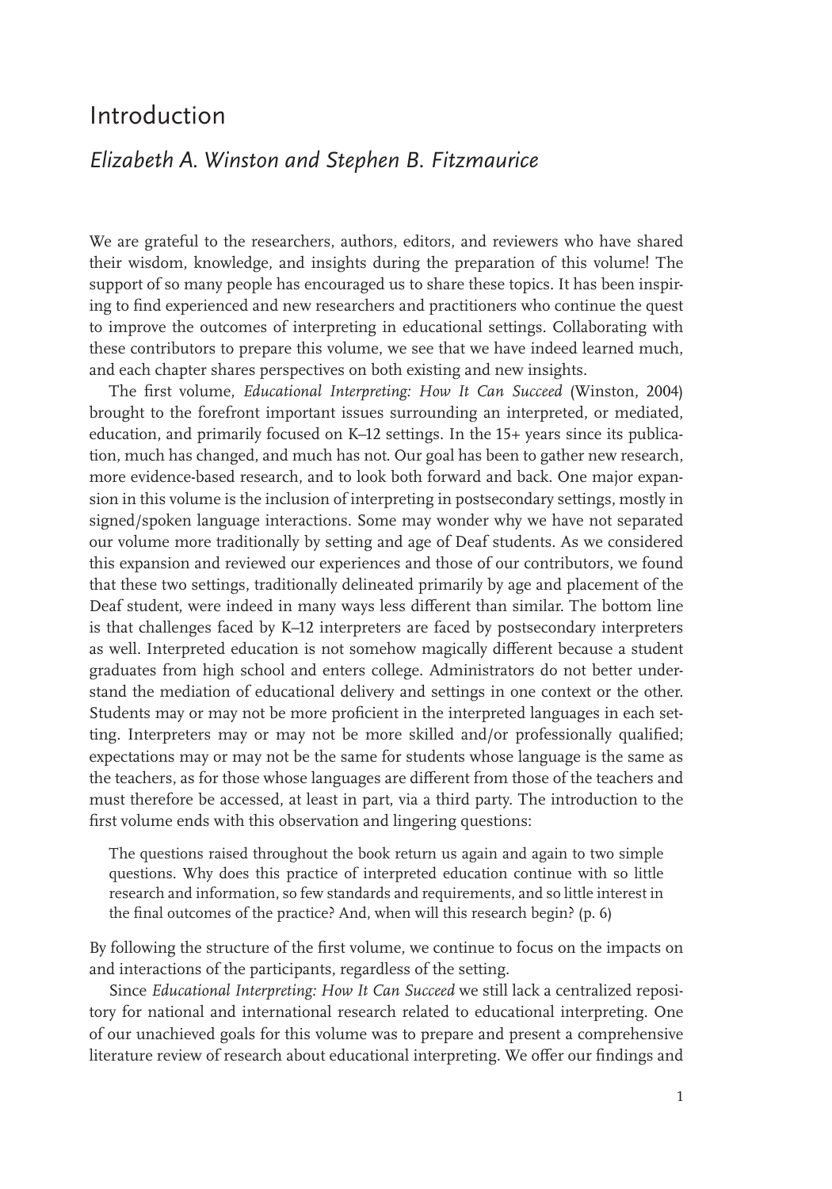# Introduction

## *Elizabeth A. Winston and Stephen B. Fitzmaurice*

We are grateful to the researchers, authors, editors, and reviewers who have shared their wisdom, knowledge, and insights during the preparation of this volume! The support of so many people has encouraged us to share these topics. It has been inspiring to find experienced and new researchers and practitioners who continue the quest to improve the outcomes of interpreting in educational settings. Collaborating with these contributors to prepare this volume, we see that we have indeed learned much, and each chapter shares perspectives on both existing and new insights.

The first volume, *Educational Interpreting: How It Can Succeed* (Winston, 2004) brought to the forefront important issues surrounding an interpreted, or mediated, education, and primarily focused on K–12 settings. In the 15+ years since its publication, much has changed, and much has not. Our goal has been to gather new research, more evidence-based research, and to look both forward and back. One major expansion in this volume is the inclusion of interpreting in postsecondary settings, mostly in signed/spoken language interactions. Some may wonder why we have not separated our volume more traditionally by setting and age of Deaf students. As we considered this expansion and reviewed our experiences and those of our contributors, we found that these two settings, traditionally delineated primarily by age and placement of the Deaf student, were indeed in many ways less different than similar. The bottom line is that challenges faced by K–12 interpreters are faced by postsecondary interpreters as well. Interpreted education is not somehow magically different because a student graduates from high school and enters college. Administrators do not better understand the mediation of educational delivery and settings in one context or the other. Students may or may not be more proficient in the interpreted languages in each setting. Interpreters may or may not be more skilled and/or professionally qualified; expectations may or may not be the same for students whose language is the same as the teachers, as for those whose languages are different from those of the teachers and must therefore be accessed, at least in part, via a third party. The introduction to the first volume ends with this observation and lingering questions:

> The questions raised throughout the book return us again and again to two simple questions. Why does this practice of interpreted education continue with so little research and information, so few standards and requirements, and so little interest in the final outcomes of the practice? And, when will this research begin? (p. 6)

By following the structure of the first volume, we continue to focus on the impacts on and interactions of the participants, regardless of the setting.

Since *Educational Interpreting: How It Can Succeed* we still lack a centralized repository for national and international research related to educational interpreting. One of our unachieved goals for this volume was to prepare and present a comprehensive literature review of research about educational interpreting. We offer our findings and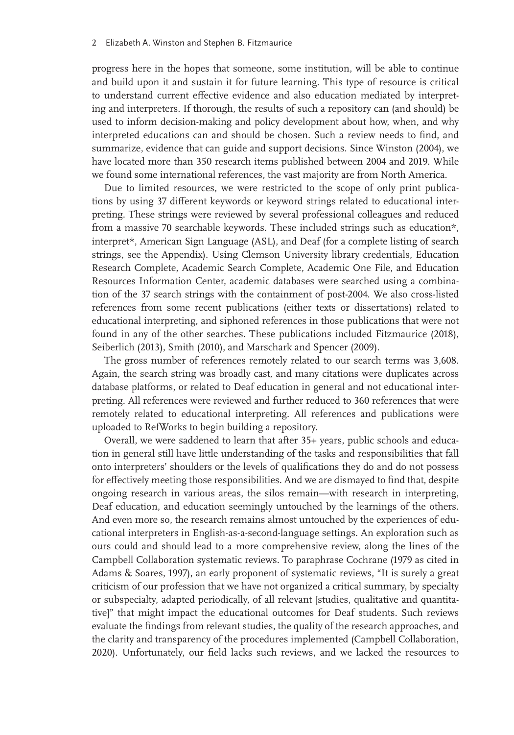progress here in the hopes that someone, some institution, will be able to continue and build upon it and sustain it for future learning. This type of resource is critical to understand current effective evidence and also education mediated by interpreting and interpreters. If thorough, the results of such a repository can (and should) be used to inform decision-making and policy development about how, when, and why interpreted educations can and should be chosen. Such a review needs to find, and summarize, evidence that can guide and support decisions. Since Winston (2004), we have located more than 350 research items published between 2004 and 2019. While we found some international references, the vast majority are from North America.

Due to limited resources, we were restricted to the scope of only print publications by using 37 different keywords or keyword strings related to educational interpreting. These strings were reviewed by several professional colleagues and reduced from a massive 70 searchable keywords. These included strings such as education*, interpret*, American Sign Language (ASL), and Deaf (for a complete listing of search strings, see the Appendix). Using Clemson University library credentials, Education Research Complete, Academic Search Complete, Academic One File, and Education Resources Information Center, academic databases were searched using a combination of the 37 search strings with the containment of post-2004. We also cross-listed references from some recent publications (either texts or dissertations) related to educational interpreting, and siphoned references in those publications that were not found in any of the other searches. These publications included Fitzmaurice (2018), Seiberlich (2013), Smith (2010), and Marschark and Spencer (2009).

The gross number of references remotely related to our search terms was 3,608. Again, the search string was broadly cast, and many citations were duplicates across database platforms, or related to Deaf education in general and not educational interpreting. All references were reviewed and further reduced to 360 references that were remotely related to educational interpreting. All references and publications were uploaded to RefWorks to begin building a repository.

Overall, we were saddened to learn that after 35+ years, public schools and education in general still have little understanding of the tasks and responsibilities that fall onto interpreters' shoulders or the levels of qualifications they do and do not possess for effectively meeting those responsibilities. And we are dismayed to find that, despite ongoing research in various areas, the silos remain—with research in interpreting, Deaf education, and education seemingly untouched by the learnings of the others. And even more so, the research remains almost untouched by the experiences of educational interpreters in English-as-a-second-language settings. An exploration such as ours could and should lead to a more comprehensive review, along the lines of the Campbell Collaboration systematic reviews. To paraphrase Cochrane (1979 as cited in Adams & Soares, 1997), an early proponent of systematic reviews, "It is surely a great criticism of our profession that we have not organized a critical summary, by specialty or subspecialty, adapted periodically, of all relevant [studies, qualitative and quantitative]" that might impact the educational outcomes for Deaf students. Such reviews evaluate the findings from relevant studies, the quality of the research approaches, and the clarity and transparency of the procedures implemented (Campbell Collaboration, 2020). Unfortunately, our field lacks such reviews, and we lacked the resources to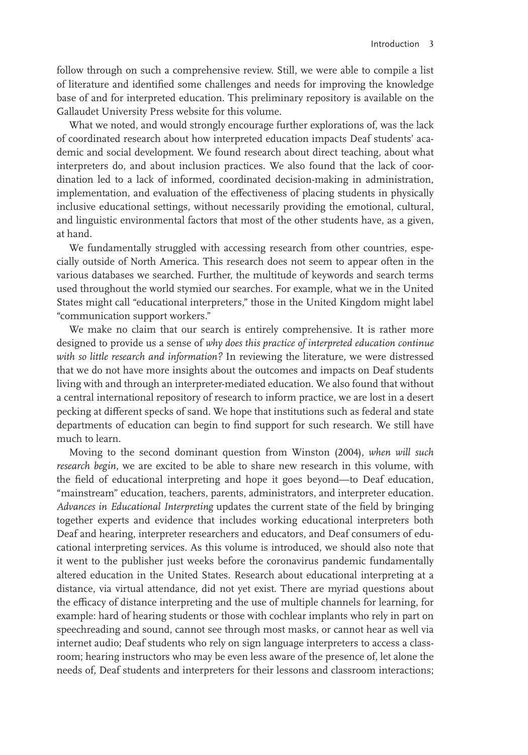follow through on such a comprehensive review. Still, we were able to compile a list of literature and identified some challenges and needs for improving the knowledge base of and for interpreted education. This preliminary repository is available on the Gallaudet University Press website for this volume.

What we noted, and would strongly encourage further explorations of, was the lack of coordinated research about how interpreted education impacts Deaf students' academic and social development. We found research about direct teaching, about what interpreters do, and about inclusion practices. We also found that the lack of coordination led to a lack of informed, coordinated decision-making in administration, implementation, and evaluation of the effectiveness of placing students in physically inclusive educational settings, without necessarily providing the emotional, cultural, and linguistic environmental factors that most of the other students have, as a given, at hand.

We fundamentally struggled with accessing research from other countries, especially outside of North America. This research does not seem to appear often in the various databases we searched. Further, the multitude of keywords and search terms used throughout the world stymied our searches. For example, what we in the United States might call "educational interpreters," those in the United Kingdom might label "communication support workers."

We make no claim that our search is entirely comprehensive. It is rather more designed to provide us a sense of *why does this practice of interpreted education continue with so little research and information?* In reviewing the literature, we were distressed that we do not have more insights about the outcomes and impacts on Deaf students living with and through an interpreter-mediated education. We also found that without a central international repository of research to inform practice, we are lost in a desert pecking at different specks of sand. We hope that institutions such as federal and state departments of education can begin to find support for such research. We still have much to learn.

Moving to the second dominant question from Winston (2004), *when will such research begin*, we are excited to be able to share new research in this volume, with the field of educational interpreting and hope it goes beyond—to Deaf education, "mainstream" education, teachers, parents, administrators, and interpreter education. *Advances in Educational Interpreting* updates the current state of the field by bringing together experts and evidence that includes working educational interpreters both Deaf and hearing, interpreter researchers and educators, and Deaf consumers of educational interpreting services. As this volume is introduced, we should also note that it went to the publisher just weeks before the coronavirus pandemic fundamentally altered education in the United States. Research about educational interpreting at a distance, via virtual attendance, did not yet exist. There are myriad questions about the efficacy of distance interpreting and the use of multiple channels for learning, for example: hard of hearing students or those with cochlear implants who rely in part on speechreading and sound, cannot see through most masks, or cannot hear as well via internet audio; Deaf students who rely on sign language interpreters to access a classroom; hearing instructors who may be even less aware of the presence of, let alone the needs of, Deaf students and interpreters for their lessons and classroom interactions;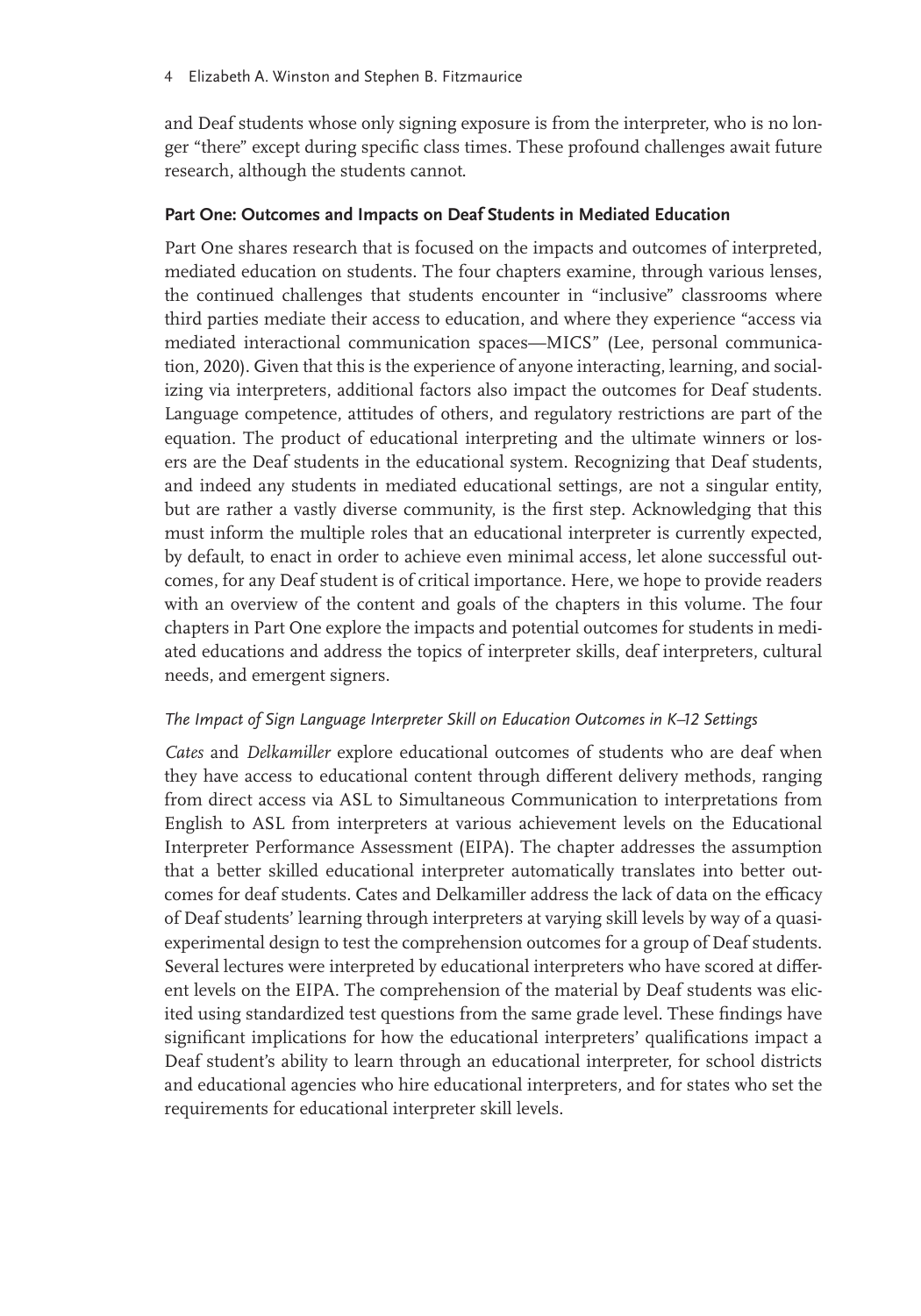and Deaf students whose only signing exposure is from the interpreter, who is no longer "there" except during specific class times. These profound challenges await future research, although the students cannot.

## Part One: Outcomes and Impacts on Deaf Students in Mediated Education

Part One shares research that is focused on the impacts and outcomes of interpreted, mediated education on students. The four chapters examine, through various lenses, the continued challenges that students encounter in "inclusive" classrooms where third parties mediate their access to education, and where they experience "access via mediated interactional communication spaces—MICS" (Lee, personal communication, 2020). Given that this is the experience of anyone interacting, learning, and socializing via interpreters, additional factors also impact the outcomes for Deaf students. Language competence, attitudes of others, and regulatory restrictions are part of the equation. The product of educational interpreting and the ultimate winners or losers are the Deaf students in the educational system. Recognizing that Deaf students, and indeed any students in mediated educational settings, are not a singular entity, but are rather a vastly diverse community, is the first step. Acknowledging that this must inform the multiple roles that an educational interpreter is currently expected, by default, to enact in order to achieve even minimal access, let alone successful outcomes, for any Deaf student is of critical importance. Here, we hope to provide readers with an overview of the content and goals of the chapters in this volume. The four chapters in Part One explore the impacts and potential outcomes for students in mediated educations and address the topics of interpreter skills, deaf interpreters, cultural needs, and emergent signers.

### *The Impact of Sign Language Interpreter Skill on Education Outcomes in K–12 Settings*

*Cates* and *Delkamiller* explore educational outcomes of students who are deaf when they have access to educational content through different delivery methods, ranging from direct access via ASL to Simultaneous Communication to interpretations from English to ASL from interpreters at various achievement levels on the Educational Interpreter Performance Assessment (EIPA). The chapter addresses the assumption that a better skilled educational interpreter automatically translates into better outcomes for deaf students. Cates and Delkamiller address the lack of data on the efficacy of Deaf students' learning through interpreters at varying skill levels by way of a quasi-experimental design to test the comprehension outcomes for a group of Deaf students. Several lectures were interpreted by educational interpreters who have scored at different levels on the EIPA. The comprehension of the material by Deaf students was elicited using standardized test questions from the same grade level. These findings have significant implications for how the educational interpreters' qualifications impact a Deaf student's ability to learn through an educational interpreter, for school districts and educational agencies who hire educational interpreters, and for states who set the requirements for educational interpreter skill levels.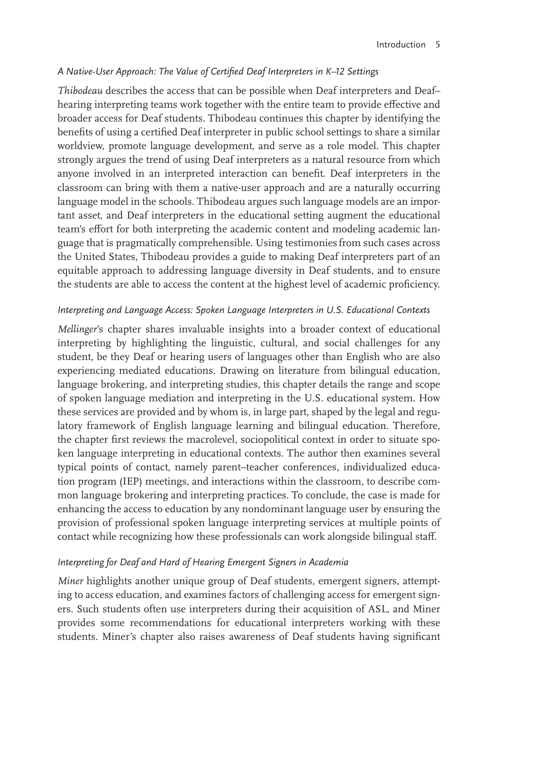### *A Native-User Approach: The Value of Certified Deaf Interpreters in K–12 Settings*

*Thibodeau* describes the access that can be possible when Deaf interpreters and Deaf–hearing interpreting teams work together with the entire team to provide effective and broader access for Deaf students. Thibodeau continues this chapter by identifying the benefits of using a certified Deaf interpreter in public school settings to share a similar worldview, promote language development, and serve as a role model. This chapter strongly argues the trend of using Deaf interpreters as a natural resource from which anyone involved in an interpreted interaction can benefit. Deaf interpreters in the classroom can bring with them a native-user approach and are a naturally occurring language model in the schools. Thibodeau argues such language models are an important asset, and Deaf interpreters in the educational setting augment the educational team's effort for both interpreting the academic content and modeling academic language that is pragmatically comprehensible. Using testimonies from such cases across the United States, Thibodeau provides a guide to making Deaf interpreters part of an equitable approach to addressing language diversity in Deaf students, and to ensure the students are able to access the content at the highest level of academic proficiency.

### *Interpreting and Language Access: Spoken Language Interpreters in U.S. Educational Contexts*

*Mellinger*'s chapter shares invaluable insights into a broader context of educational interpreting by highlighting the linguistic, cultural, and social challenges for any student, be they Deaf or hearing users of languages other than English who are also experiencing mediated educations. Drawing on literature from bilingual education, language brokering, and interpreting studies, this chapter details the range and scope of spoken language mediation and interpreting in the U.S. educational system. How these services are provided and by whom is, in large part, shaped by the legal and regulatory framework of English language learning and bilingual education. Therefore, the chapter first reviews the macrolevel, sociopolitical context in order to situate spoken language interpreting in educational contexts. The author then examines several typical points of contact, namely parent–teacher conferences, individualized education program (IEP) meetings, and interactions within the classroom, to describe common language brokering and interpreting practices. To conclude, the case is made for enhancing the access to education by any nondominant language user by ensuring the provision of professional spoken language interpreting services at multiple points of contact while recognizing how these professionals can work alongside bilingual staff.

### *Interpreting for Deaf and Hard of Hearing Emergent Signers in Academia*

*Miner* highlights another unique group of Deaf students, emergent signers, attempting to access education, and examines factors of challenging access for emergent signers. Such students often use interpreters during their acquisition of ASL, and Miner provides some recommendations for educational interpreters working with these students. Miner's chapter also raises awareness of Deaf students having significant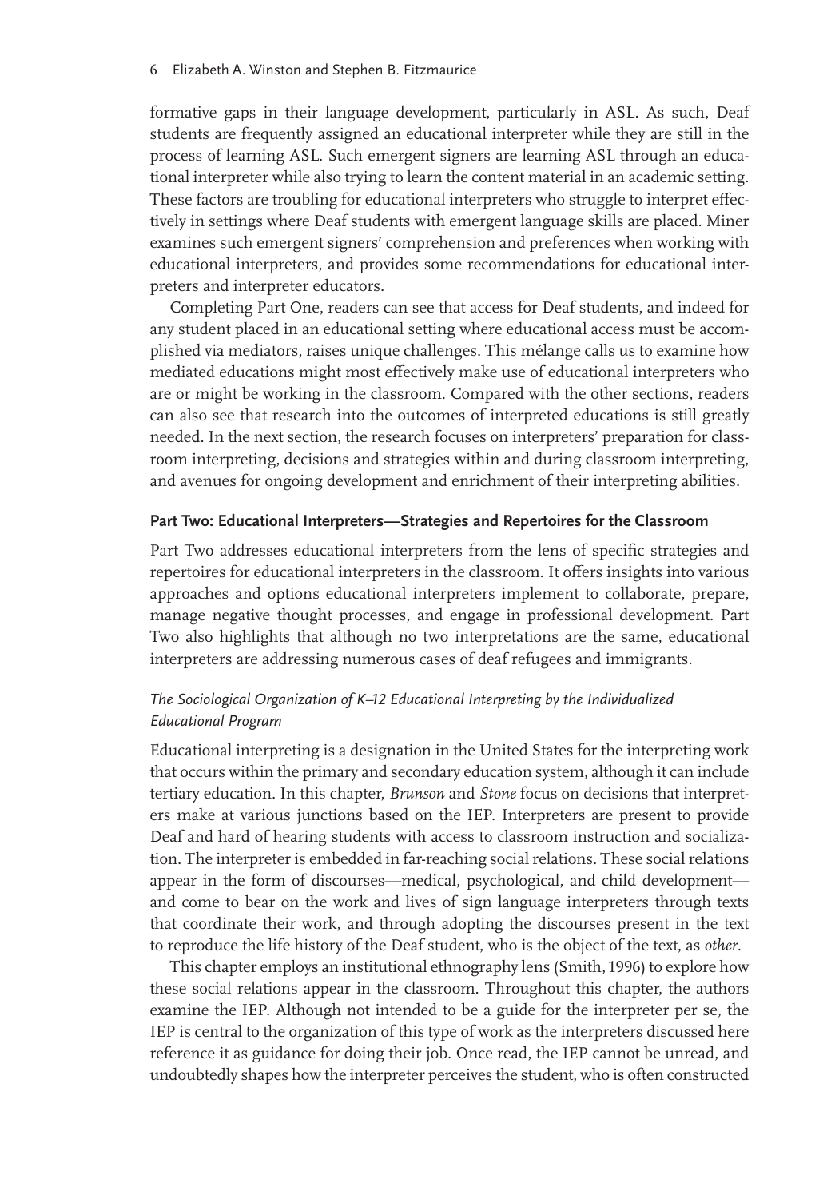formative gaps in their language development, particularly in ASL. As such, Deaf students are frequently assigned an educational interpreter while they are still in the process of learning ASL. Such emergent signers are learning ASL through an educational interpreter while also trying to learn the content material in an academic setting. These factors are troubling for educational interpreters who struggle to interpret effectively in settings where Deaf students with emergent language skills are placed. Miner examines such emergent signers' comprehension and preferences when working with educational interpreters, and provides some recommendations for educational interpreters and interpreter educators.

Completing Part One, readers can see that access for Deaf students, and indeed for any student placed in an educational setting where educational access must be accomplished via mediators, raises unique challenges. This mélange calls us to examine how mediated educations might most effectively make use of educational interpreters who are or might be working in the classroom. Compared with the other sections, readers can also see that research into the outcomes of interpreted educations is still greatly needed. In the next section, the research focuses on interpreters' preparation for classroom interpreting, decisions and strategies within and during classroom interpreting, and avenues for ongoing development and enrichment of their interpreting abilities.

### Part Two: Educational Interpreters—Strategies and Repertoires for the Classroom

Part Two addresses educational interpreters from the lens of specific strategies and repertoires for educational interpreters in the classroom. It offers insights into various approaches and options educational interpreters implement to collaborate, prepare, manage negative thought processes, and engage in professional development. Part Two also highlights that although no two interpretations are the same, educational interpreters are addressing numerous cases of deaf refugees and immigrants.

#### *The Sociological Organization of K–12 Educational Interpreting by the Individualized Educational Program*

Educational interpreting is a designation in the United States for the interpreting work that occurs within the primary and secondary education system, although it can include tertiary education. In this chapter, *Brunson* and *Stone* focus on decisions that interpreters make at various junctions based on the IEP. Interpreters are present to provide Deaf and hard of hearing students with access to classroom instruction and socialization. The interpreter is embedded in far-reaching social relations. These social relations appear in the form of discourses—medical, psychological, and child development—and come to bear on the work and lives of sign language interpreters through texts that coordinate their work, and through adopting the discourses present in the text to reproduce the life history of the Deaf student, who is the object of the text, as *other*.

This chapter employs an institutional ethnography lens (Smith, 1996) to explore how these social relations appear in the classroom. Throughout this chapter, the authors examine the IEP. Although not intended to be a guide for the interpreter per se, the IEP is central to the organization of this type of work as the interpreters discussed here reference it as guidance for doing their job. Once read, the IEP cannot be unread, and undoubtedly shapes how the interpreter perceives the student, who is often constructed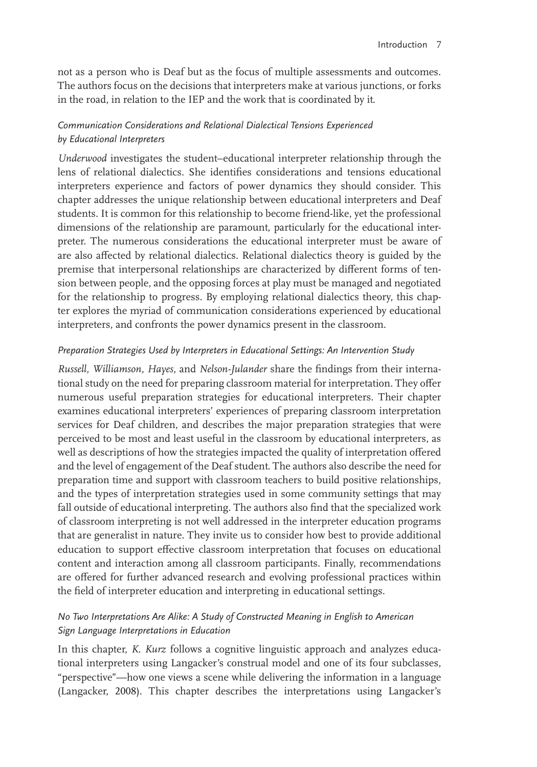not as a person who is Deaf but as the focus of multiple assessments and outcomes. The authors focus on the decisions that interpreters make at various junctions, or forks in the road, in relation to the IEP and the work that is coordinated by it.

### *Communication Considerations and Relational Dialectical Tensions Experienced by Educational Interpreters*

*Underwood* investigates the student–educational interpreter relationship through the lens of relational dialectics. She identifies considerations and tensions educational interpreters experience and factors of power dynamics they should consider. This chapter addresses the unique relationship between educational interpreters and Deaf students. It is common for this relationship to become friend-like, yet the professional dimensions of the relationship are paramount, particularly for the educational interpreter. The numerous considerations the educational interpreter must be aware of are also affected by relational dialectics. Relational dialectics theory is guided by the premise that interpersonal relationships are characterized by different forms of tension between people, and the opposing forces at play must be managed and negotiated for the relationship to progress. By employing relational dialectics theory, this chapter explores the myriad of communication considerations experienced by educational interpreters, and confronts the power dynamics present in the classroom.

### *Preparation Strategies Used by Interpreters in Educational Settings: An Intervention Study*

*Russell, Williamson, Hayes,* and *Nelson-Julander* share the findings from their international study on the need for preparing classroom material for interpretation. They offer numerous useful preparation strategies for educational interpreters. Their chapter examines educational interpreters' experiences of preparing classroom interpretation services for Deaf children, and describes the major preparation strategies that were perceived to be most and least useful in the classroom by educational interpreters, as well as descriptions of how the strategies impacted the quality of interpretation offered and the level of engagement of the Deaf student. The authors also describe the need for preparation time and support with classroom teachers to build positive relationships, and the types of interpretation strategies used in some community settings that may fall outside of educational interpreting. The authors also find that the specialized work of classroom interpreting is not well addressed in the interpreter education programs that are generalist in nature. They invite us to consider how best to provide additional education to support effective classroom interpretation that focuses on educational content and interaction among all classroom participants. Finally, recommendations are offered for further advanced research and evolving professional practices within the field of interpreter education and interpreting in educational settings.

### *No Two Interpretations Are Alike: A Study of Constructed Meaning in English to American Sign Language Interpretations in Education*

In this chapter, *K. Kurz* follows a cognitive linguistic approach and analyzes educational interpreters using Langacker's construal model and one of its four subclasses, "perspective"—how one views a scene while delivering the information in a language (Langacker, 2008). This chapter describes the interpretations using Langacker's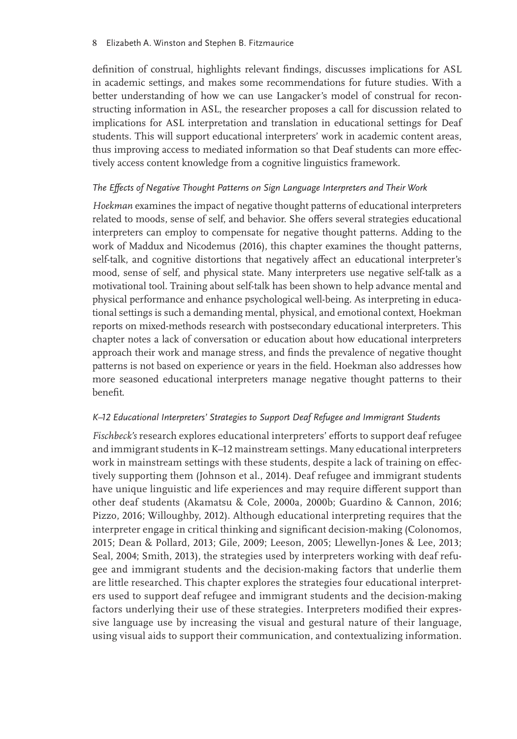definition of construal, highlights relevant findings, discusses implications for ASL in academic settings, and makes some recommendations for future studies. With a better understanding of how we can use Langacker's model of construal for reconstructing information in ASL, the researcher proposes a call for discussion related to implications for ASL interpretation and translation in educational settings for Deaf students. This will support educational interpreters' work in academic content areas, thus improving access to mediated information so that Deaf students can more effectively access content knowledge from a cognitive linguistics framework.

### *The Effects of Negative Thought Patterns on Sign Language Interpreters and Their Work*

*Hoekman* examines the impact of negative thought patterns of educational interpreters related to moods, sense of self, and behavior. She offers several strategies educational interpreters can employ to compensate for negative thought patterns. Adding to the work of Maddux and Nicodemus (2016), this chapter examines the thought patterns, self-talk, and cognitive distortions that negatively affect an educational interpreter's mood, sense of self, and physical state. Many interpreters use negative self-talk as a motivational tool. Training about self-talk has been shown to help advance mental and physical performance and enhance psychological well-being. As interpreting in educational settings is such a demanding mental, physical, and emotional context, Hoekman reports on mixed-methods research with postsecondary educational interpreters. This chapter notes a lack of conversation or education about how educational interpreters approach their work and manage stress, and finds the prevalence of negative thought patterns is not based on experience or years in the field. Hoekman also addresses how more seasoned educational interpreters manage negative thought patterns to their benefit.

### *K–12 Educational Interpreters' Strategies to Support Deaf Refugee and Immigrant Students*

*Fischbeck's* research explores educational interpreters' efforts to support deaf refugee and immigrant students in K–12 mainstream settings. Many educational interpreters work in mainstream settings with these students, despite a lack of training on effectively supporting them (Johnson et al., 2014). Deaf refugee and immigrant students have unique linguistic and life experiences and may require different support than other deaf students (Akamatsu & Cole, 2000a, 2000b; Guardino & Cannon, 2016; Pizzo, 2016; Willoughby, 2012). Although educational interpreting requires that the interpreter engage in critical thinking and significant decision-making (Colonomos, 2015; Dean & Pollard, 2013; Gile, 2009; Leeson, 2005; Llewellyn-Jones & Lee, 2013; Seal, 2004; Smith, 2013), the strategies used by interpreters working with deaf refugee and immigrant students and the decision-making factors that underlie them are little researched. This chapter explores the strategies four educational interpreters used to support deaf refugee and immigrant students and the decision-making factors underlying their use of these strategies. Interpreters modified their expressive language use by increasing the visual and gestural nature of their language, using visual aids to support their communication, and contextualizing information.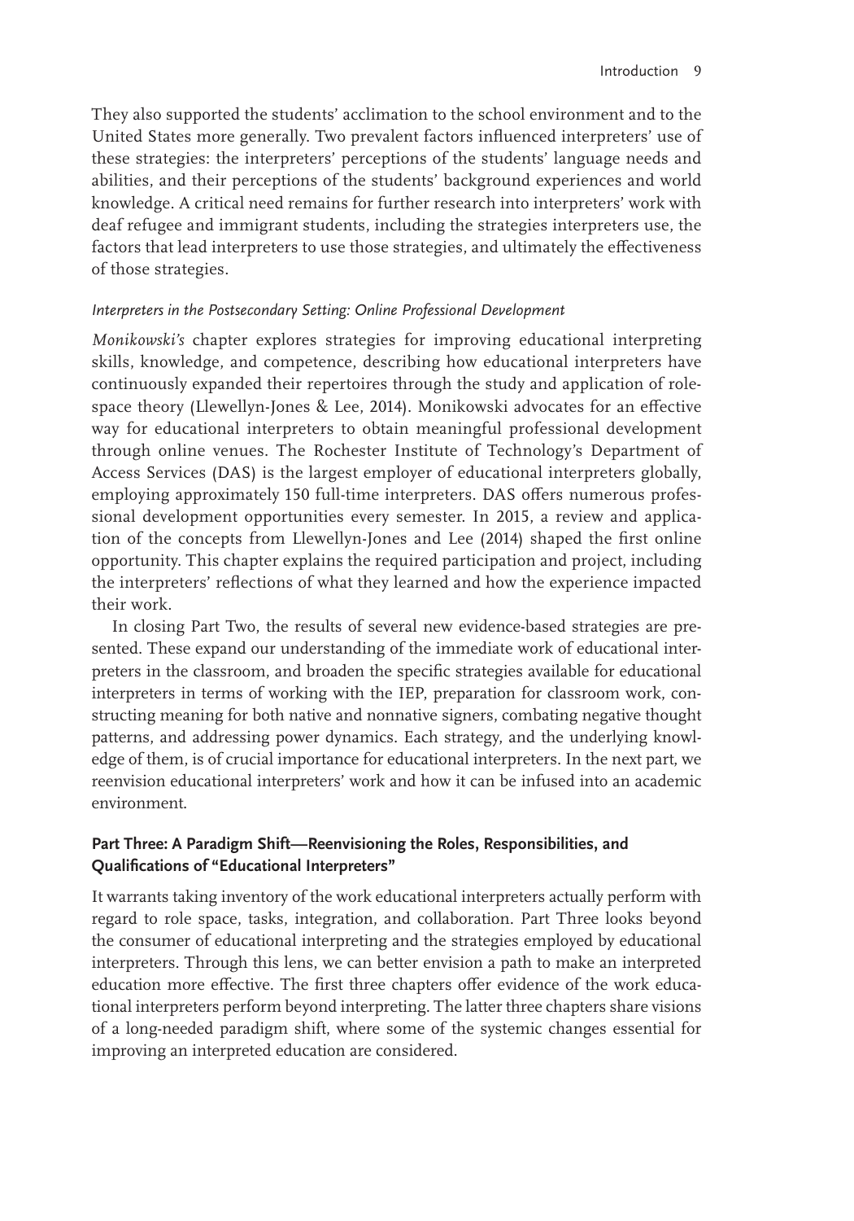They also supported the students' acclimation to the school environment and to the United States more generally. Two prevalent factors influenced interpreters' use of these strategies: the interpreters' perceptions of the students' language needs and abilities, and their perceptions of the students' background experiences and world knowledge. A critical need remains for further research into interpreters' work with deaf refugee and immigrant students, including the strategies interpreters use, the factors that lead interpreters to use those strategies, and ultimately the effectiveness of those strategies.

#### *Interpreters in the Postsecondary Setting: Online Professional Development*

*Monikowski's* chapter explores strategies for improving educational interpreting skills, knowledge, and competence, describing how educational interpreters have continuously expanded their repertoires through the study and application of role-space theory (Llewellyn-Jones & Lee, 2014). Monikowski advocates for an effective way for educational interpreters to obtain meaningful professional development through online venues. The Rochester Institute of Technology's Department of Access Services (DAS) is the largest employer of educational interpreters globally, employing approximately 150 full-time interpreters. DAS offers numerous professional development opportunities every semester. In 2015, a review and application of the concepts from Llewellyn-Jones and Lee (2014) shaped the first online opportunity. This chapter explains the required participation and project, including the interpreters' reflections of what they learned and how the experience impacted their work.

In closing Part Two, the results of several new evidence-based strategies are presented. These expand our understanding of the immediate work of educational interpreters in the classroom, and broaden the specific strategies available for educational interpreters in terms of working with the IEP, preparation for classroom work, constructing meaning for both native and nonnative signers, combating negative thought patterns, and addressing power dynamics. Each strategy, and the underlying knowledge of them, is of crucial importance for educational interpreters. In the next part, we reenvision educational interpreters' work and how it can be infused into an academic environment.

### Part Three: A Paradigm Shift—Reenvisioning the Roles, Responsibilities, and Qualifications of "Educational Interpreters"

It warrants taking inventory of the work educational interpreters actually perform with regard to role space, tasks, integration, and collaboration. Part Three looks beyond the consumer of educational interpreting and the strategies employed by educational interpreters. Through this lens, we can better envision a path to make an interpreted education more effective. The first three chapters offer evidence of the work educational interpreters perform beyond interpreting. The latter three chapters share visions of a long-needed paradigm shift, where some of the systemic changes essential for improving an interpreted education are considered.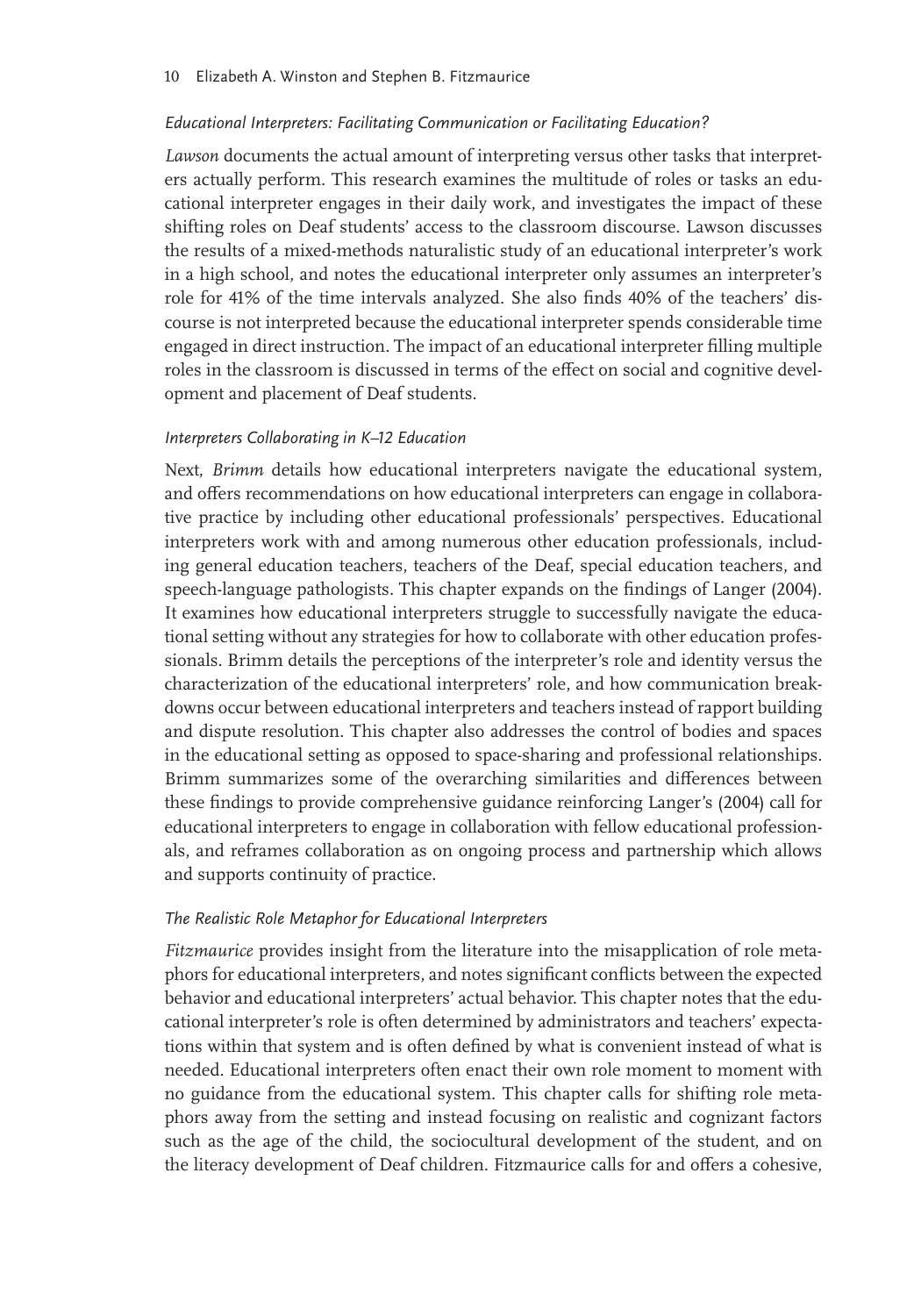### *Educational Interpreters: Facilitating Communication or Facilitating Education?*

*Lawson* documents the actual amount of interpreting versus other tasks that interpreters actually perform. This research examines the multitude of roles or tasks an educational interpreter engages in their daily work, and investigates the impact of these shifting roles on Deaf students' access to the classroom discourse. Lawson discusses the results of a mixed-methods naturalistic study of an educational interpreter's work in a high school, and notes the educational interpreter only assumes an interpreter's role for 41% of the time intervals analyzed. She also finds 40% of the teachers' discourse is not interpreted because the educational interpreter spends considerable time engaged in direct instruction. The impact of an educational interpreter filling multiple roles in the classroom is discussed in terms of the effect on social and cognitive development and placement of Deaf students.

### *Interpreters Collaborating in K–12 Education*

Next, *Brimm* details how educational interpreters navigate the educational system, and offers recommendations on how educational interpreters can engage in collaborative practice by including other educational professionals' perspectives. Educational interpreters work with and among numerous other education professionals, including general education teachers, teachers of the Deaf, special education teachers, and speech-language pathologists. This chapter expands on the findings of Langer (2004). It examines how educational interpreters struggle to successfully navigate the educational setting without any strategies for how to collaborate with other education professionals. Brimm details the perceptions of the interpreter's role and identity versus the characterization of the educational interpreters' role, and how communication breakdowns occur between educational interpreters and teachers instead of rapport building and dispute resolution. This chapter also addresses the control of bodies and spaces in the educational setting as opposed to space-sharing and professional relationships. Brimm summarizes some of the overarching similarities and differences between these findings to provide comprehensive guidance reinforcing Langer's (2004) call for educational interpreters to engage in collaboration with fellow educational professionals, and reframes collaboration as on ongoing process and partnership which allows and supports continuity of practice.

### *The Realistic Role Metaphor for Educational Interpreters*

*Fitzmaurice* provides insight from the literature into the misapplication of role metaphors for educational interpreters, and notes significant conflicts between the expected behavior and educational interpreters' actual behavior. This chapter notes that the educational interpreter's role is often determined by administrators and teachers' expectations within that system and is often defined by what is convenient instead of what is needed. Educational interpreters often enact their own role moment to moment with no guidance from the educational system. This chapter calls for shifting role metaphors away from the setting and instead focusing on realistic and cognizant factors such as the age of the child, the sociocultural development of the student, and on the literacy development of Deaf children. Fitzmaurice calls for and offers a cohesive,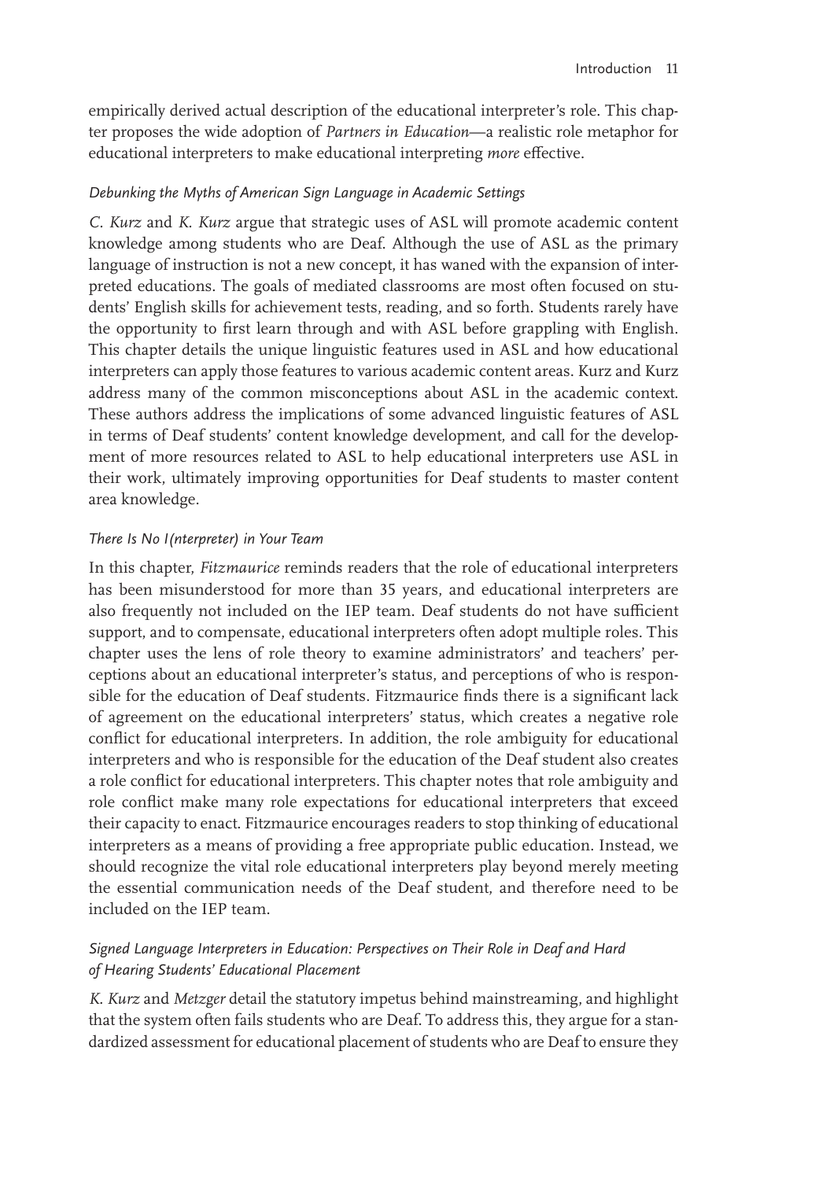empirically derived actual description of the educational interpreter's role. This chapter proposes the wide adoption of *Partners in Education*—a realistic role metaphor for educational interpreters to make educational interpreting *more* effective.

### *Debunking the Myths of American Sign Language in Academic Settings*

*C. Kurz* and *K. Kurz* argue that strategic uses of ASL will promote academic content knowledge among students who are Deaf. Although the use of ASL as the primary language of instruction is not a new concept, it has waned with the expansion of interpreted educations. The goals of mediated classrooms are most often focused on students' English skills for achievement tests, reading, and so forth. Students rarely have the opportunity to first learn through and with ASL before grappling with English. This chapter details the unique linguistic features used in ASL and how educational interpreters can apply those features to various academic content areas. Kurz and Kurz address many of the common misconceptions about ASL in the academic context. These authors address the implications of some advanced linguistic features of ASL in terms of Deaf students' content knowledge development, and call for the development of more resources related to ASL to help educational interpreters use ASL in their work, ultimately improving opportunities for Deaf students to master content area knowledge.

### *There Is No I(nterpreter) in Your Team*

In this chapter, *Fitzmaurice* reminds readers that the role of educational interpreters has been misunderstood for more than 35 years, and educational interpreters are also frequently not included on the IEP team. Deaf students do not have sufficient support, and to compensate, educational interpreters often adopt multiple roles. This chapter uses the lens of role theory to examine administrators' and teachers' perceptions about an educational interpreter's status, and perceptions of who is responsible for the education of Deaf students. Fitzmaurice finds there is a significant lack of agreement on the educational interpreters' status, which creates a negative role conflict for educational interpreters. In addition, the role ambiguity for educational interpreters and who is responsible for the education of the Deaf student also creates a role conflict for educational interpreters. This chapter notes that role ambiguity and role conflict make many role expectations for educational interpreters that exceed their capacity to enact. Fitzmaurice encourages readers to stop thinking of educational interpreters as a means of providing a free appropriate public education. Instead, we should recognize the vital role educational interpreters play beyond merely meeting the essential communication needs of the Deaf student, and therefore need to be included on the IEP team.

### *Signed Language Interpreters in Education: Perspectives on Their Role in Deaf and Hard of Hearing Students' Educational Placement*

*K. Kurz* and *Metzger* detail the statutory impetus behind mainstreaming, and highlight that the system often fails students who are Deaf. To address this, they argue for a standardized assessment for educational placement of students who are Deaf to ensure they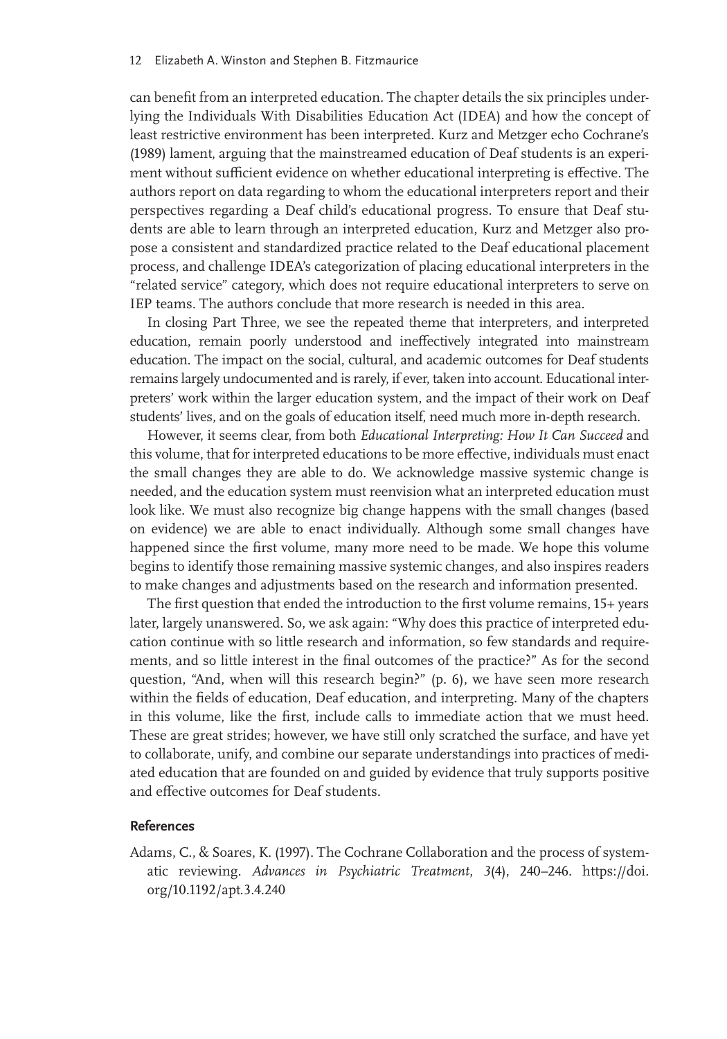can benefit from an interpreted education. The chapter details the six principles underlying the Individuals With Disabilities Education Act (IDEA) and how the concept of least restrictive environment has been interpreted. Kurz and Metzger echo Cochrane's (1989) lament, arguing that the mainstreamed education of Deaf students is an experiment without sufficient evidence on whether educational interpreting is effective. The authors report on data regarding to whom the educational interpreters report and their perspectives regarding a Deaf child's educational progress. To ensure that Deaf students are able to learn through an interpreted education, Kurz and Metzger also propose a consistent and standardized practice related to the Deaf educational placement process, and challenge IDEA's categorization of placing educational interpreters in the "related service" category, which does not require educational interpreters to serve on IEP teams. The authors conclude that more research is needed in this area.

In closing Part Three, we see the repeated theme that interpreters, and interpreted education, remain poorly understood and ineffectively integrated into mainstream education. The impact on the social, cultural, and academic outcomes for Deaf students remains largely undocumented and is rarely, if ever, taken into account. Educational interpreters' work within the larger education system, and the impact of their work on Deaf students' lives, and on the goals of education itself, need much more in-depth research.

However, it seems clear, from both *Educational Interpreting: How It Can Succeed* and this volume, that for interpreted educations to be more effective, individuals must enact the small changes they are able to do. We acknowledge massive systemic change is needed, and the education system must reenvision what an interpreted education must look like. We must also recognize big change happens with the small changes (based on evidence) we are able to enact individually. Although some small changes have happened since the first volume, many more need to be made. We hope this volume begins to identify those remaining massive systemic changes, and also inspires readers to make changes and adjustments based on the research and information presented.

The first question that ended the introduction to the first volume remains, 15+ years later, largely unanswered. So, we ask again: "Why does this practice of interpreted education continue with so little research and information, so few standards and requirements, and so little interest in the final outcomes of the practice?" As for the second question, "And, when will this research begin?" (p. 6), we have seen more research within the fields of education, Deaf education, and interpreting. Many of the chapters in this volume, like the first, include calls to immediate action that we must heed. These are great strides; however, we have still only scratched the surface, and have yet to collaborate, unify, and combine our separate understandings into practices of mediated education that are founded on and guided by evidence that truly supports positive and effective outcomes for Deaf students.

### References

Adams, C., & Soares, K. (1997). The Cochrane Collaboration and the process of systematic reviewing. *Advances in Psychiatric Treatment*, *3*(4), 240–246. https://doi.org/10.1192/apt.3.4.240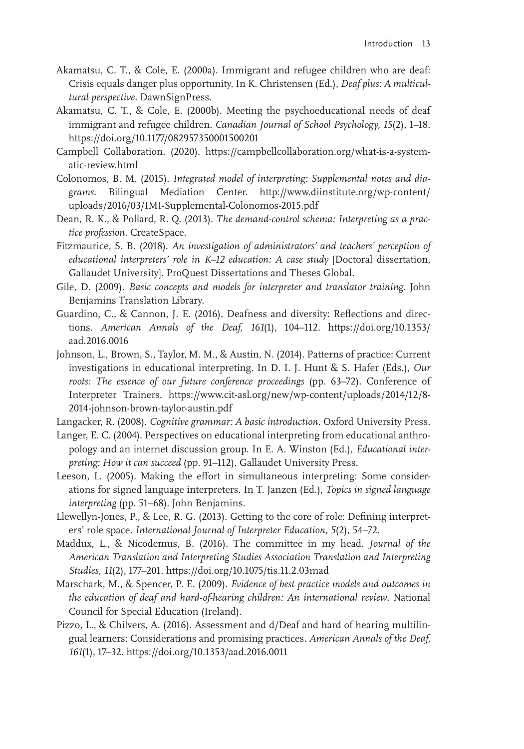Akamatsu, C. T., & Cole, E. (2000a). Immigrant and refugee children who are deaf: Crisis equals danger plus opportunity. In K. Christensen (Ed.), *Deaf plus: A multicultural perspective*. DawnSignPress.

Akamatsu, C. T., & Cole, E. (2000b). Meeting the psychoeducational needs of deaf immigrant and refugee children. *Canadian Journal of School Psychology, 15*(2), 1–18. https://doi.org/10.1177/082957350001500201

Campbell Collaboration. (2020). https://campbellcollaboration.org/what-is-a-systematic-review.html

Colonomos, B. M. (2015). *Integrated model of interpreting: Supplemental notes and diagrams*. Bilingual Mediation Center. http://www.diinstitute.org/wp-content/uploads/2016/03/IMI-Supplemental-Colonomos-2015.pdf

Dean, R. K., & Pollard, R. Q. (2013). *The demand-control schema: Interpreting as a practice profession*. CreateSpace.

Fitzmaurice, S. B. (2018). *An investigation of administrators' and teachers' perception of educational interpreters' role in K–12 education: A case study* [Doctoral dissertation, Gallaudet University]. ProQuest Dissertations and Theses Global.

Gile, D. (2009). *Basic concepts and models for interpreter and translator training*. John Benjamins Translation Library.

Guardino, C., & Cannon, J. E. (2016). Deafness and diversity: Reflections and directions. *American Annals of the Deaf, 161*(1), 104–112. https://doi.org/10.1353/aad.2016.0016

Johnson, L., Brown, S., Taylor, M. M., & Austin, N. (2014). Patterns of practice: Current investigations in educational interpreting. In D. I. J. Hunt & S. Hafer (Eds.), *Our roots: The essence of our future conference proceedings* (pp. 63–72). Conference of Interpreter Trainers. https://www.cit-asl.org/new/wp-content/uploads/2014/12/8-2014-johnson-brown-taylor-austin.pdf

Langacker, R. (2008). *Cognitive grammar: A basic introduction*. Oxford University Press.

Langer, E. C. (2004). Perspectives on educational interpreting from educational anthropology and an internet discussion group. In E. A. Winston (Ed.), *Educational interpreting: How it can succeed* (pp. 91–112). Gallaudet University Press.

Leeson, L. (2005). Making the effort in simultaneous interpreting: Some considerations for signed language interpreters. In T. Janzen (Ed.), *Topics in signed language interpreting* (pp. 51–68). John Benjamins.

Llewellyn-Jones, P., & Lee, R. G. (2013). Getting to the core of role: Defining interpreters' role space. *International Journal of Interpreter Education, 5*(2), 54–72.

Maddux, L., & Nicodemus, B. (2016). The committee in my head. *Journal of the American Translation and Interpreting Studies Association Translation and Interpreting Studies, 11*(2), 177–201. https://doi.org/10.1075/tis.11.2.03mad

Marschark, M., & Spencer, P. E. (2009). *Evidence of best practice models and outcomes in the education of deaf and hard-of-hearing children: An international review*. National Council for Special Education (Ireland).

Pizzo, L., & Chilvers, A. (2016). Assessment and d/Deaf and hard of hearing multilingual learners: Considerations and promising practices. *American Annals of the Deaf, 161*(1), 17–32. https://doi.org/10.1353/aad.2016.0011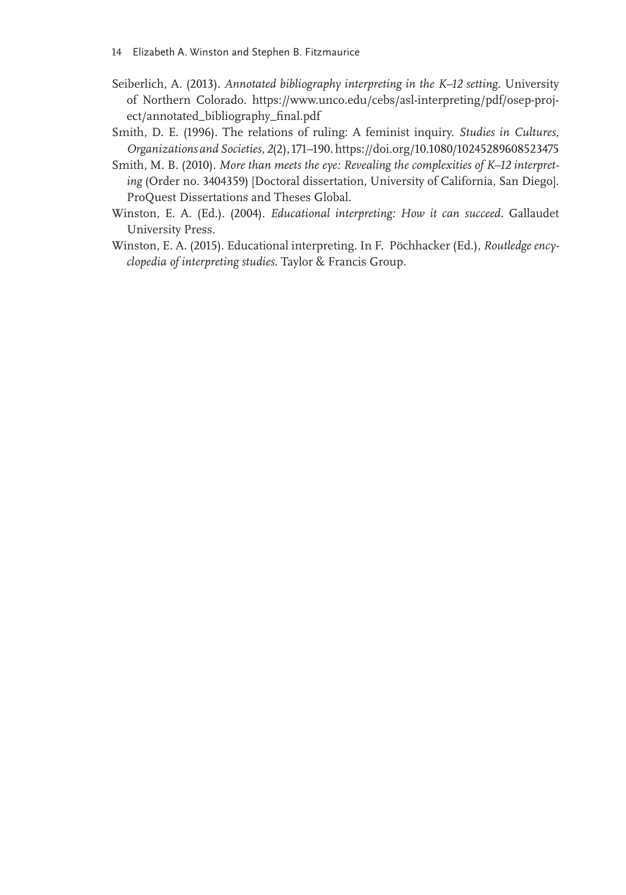Seiberlich, A. (2013). *Annotated bibliography interpreting in the K–12 setting*. University of Northern Colorado. https://www.unco.edu/cebs/asl-interpreting/pdf/osep-project/annotated_bibliography_final.pdf

Smith, D. E. (1996). The relations of ruling: A feminist inquiry. *Studies in Cultures, Organizations and Societies*, *2*(2), 171–190. https://doi.org/10.1080/10245289608523475

Smith, M. B. (2010). *More than meets the eye: Revealing the complexities of K–12 interpreting* (Order no. 3404359) [Doctoral dissertation, University of California, San Diego]. ProQuest Dissertations and Theses Global.

Winston, E. A. (Ed.). (2004). *Educational interpreting: How it can succeed*. Gallaudet University Press.

Winston, E. A. (2015). Educational interpreting. In F. Pöchhacker (Ed.), *Routledge encyclopedia of interpreting studies*. Taylor & Francis Group.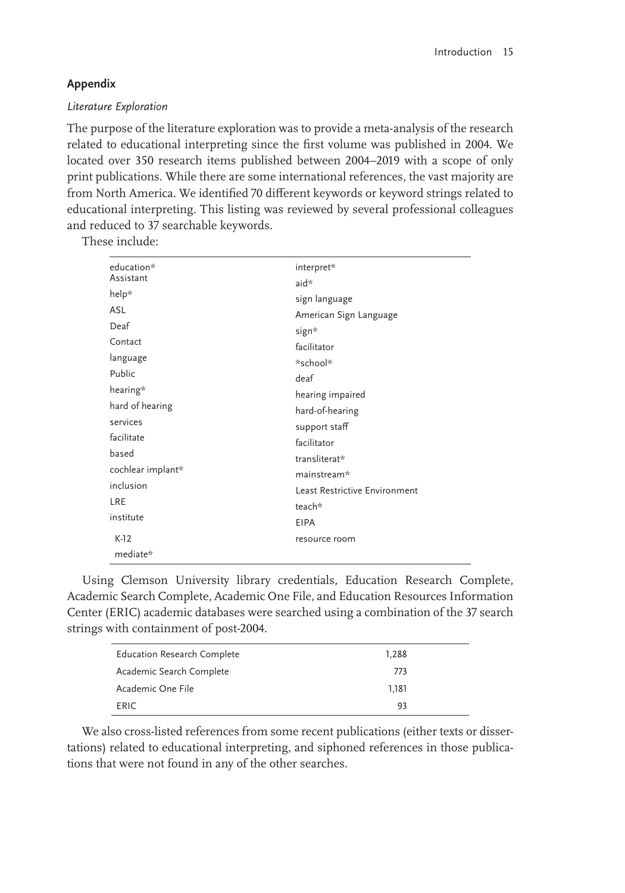## Appendix

### *Literature Exploration*

The purpose of the literature exploration was to provide a meta-analysis of the research related to educational interpreting since the first volume was published in 2004. We located over 350 research items published between 2004–2019 with a scope of only print publications. While there are some international references, the vast majority are from North America. We identified 70 different keywords or keyword strings related to educational interpreting. This listing was reviewed by several professional colleagues and reduced to 37 searchable keywords.

These include:

| | |
|---|---|
| education* | interpret* |
| Assistant | aid* |
| help* | sign language |
| ASL | American Sign Language |
| Deaf | sign* |
| Contact | facilitator |
| language | *school* |
| Public | deaf |
| hearing* | hearing impaired |
| hard of hearing | hard-of-hearing |
| services | support staff |
| facilitate | facilitator |
| based | transliterat* |
| cochlear implant* | mainstream* |
| inclusion | Least Restrictive Environment |
| LRE | teach* |
| institute | EIPA |
| K-12 | resource room |
| mediate* | |

Using Clemson University library credentials, Education Research Complete, Academic Search Complete, Academic One File, and Education Resources Information Center (ERIC) academic databases were searched using a combination of the 37 search strings with containment of post-2004.

| | |
|---|---|
| Education Research Complete | 1,288 |
| Academic Search Complete | 773 |
| Academic One File | 1,181 |
| ERIC | 93 |

We also cross-listed references from some recent publications (either texts or dissertations) related to educational interpreting, and siphoned references in those publications that were not found in any of the other searches.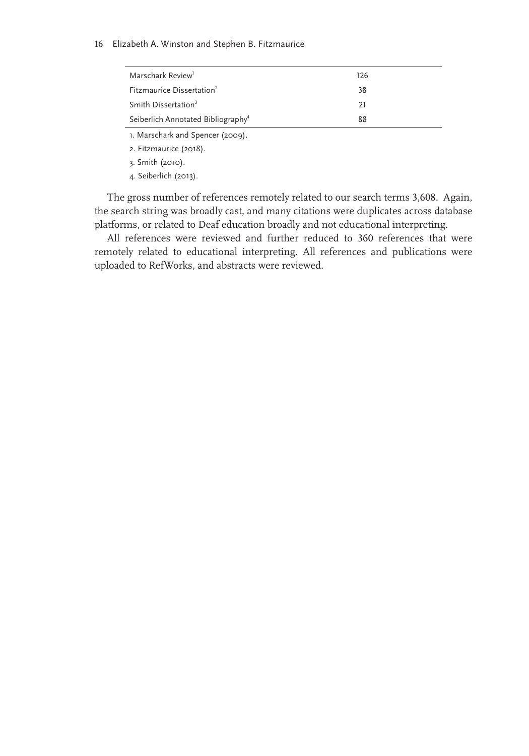| | |
|---|---|
| Marschark Review[1] | 126 |
| Fitzmaurice Dissertation[2] | 38 |
| Smith Dissertation[3] | 21 |
| Seiberlich Annotated Bibliography[4] | 88 |

1. Marschark and Spencer (2009).
2. Fitzmaurice (2018).
3. Smith (2010).
4. Seiberlich (2013).

The gross number of references remotely related to our search terms 3,608. Again, the search string was broadly cast, and many citations were duplicates across database platforms, or related to Deaf education broadly and not educational interpreting.

All references were reviewed and further reduced to 360 references that were remotely related to educational interpreting. All references and publications were uploaded to RefWorks, and abstracts were reviewed.